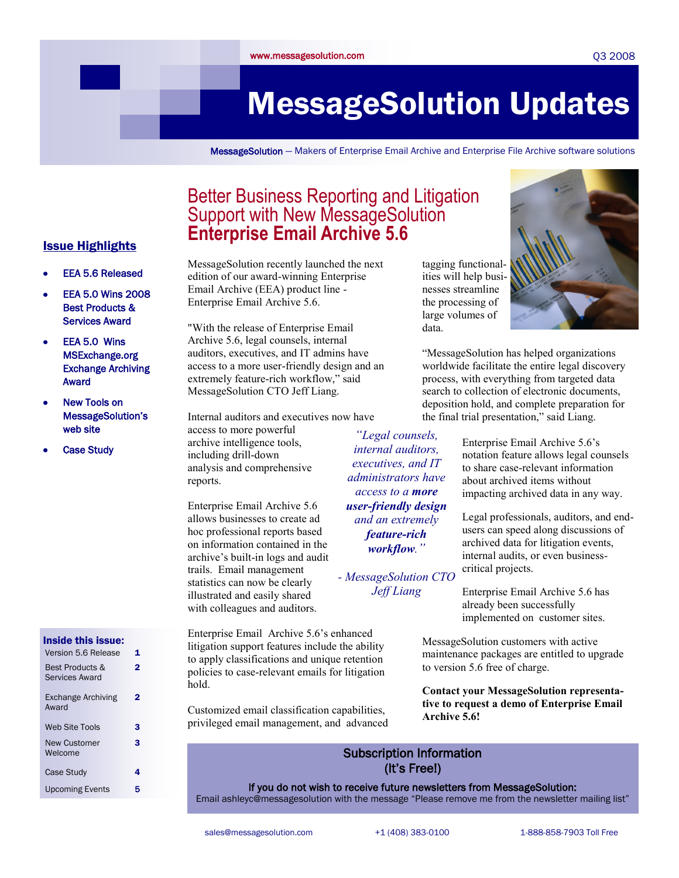www.messagesolution.com

Q3 2008

# MessageSolution Updates

**MessageSolution** — Makers of Enterprise Email Archive and Enterprise File Archive software solutions

## Issue Highlights

- EEA 5.6 Released
- EEA 5.0 Wins 2008 Best Products & Services Award
- EEA 5.0 Wins MSExchange.org Exchange Archiving Award
- New Tools on MessageSolution's web site
- Case Study

## Better Business Reporting and Litigation Support with New MessageSolution **Enterprise Email Archive 5.6**

MessageSolution recently launched the next edition of our award-winning Enterprise Email Archive (EEA) product line - Enterprise Email Archive 5.6.

"With the release of Enterprise Email Archive 5.6, legal counsels, internal auditors, executives, and IT admins have access to a more user-friendly design and an extremely feature-rich workflow," said MessageSolution CTO Jeff Liang.

Internal auditors and executives now have access to more powerful archive intelligence tools, including drill-down analysis and comprehensive reports.

Enterprise Email Archive 5.6 allows businesses to create ad hoc professional reports based on information contained in the archive's built-in logs and audit trails. Email management statistics can now be clearly illustrated and easily shared with colleagues and auditors.

Enterprise Email Archive 5.6's enhanced litigation support features include the ability to apply classifications and unique retention policies to case-relevant emails for litigation hold.

Customized email classification capabilities, privileged email management, and advanced tagging functionalities will help businesses streamline the processing of large volumes of data.

"MessageSolution has helped organizations worldwide facilitate the entire legal discovery process, with everything from targeted data search to collection of electronic documents, deposition hold, and complete preparation for the final trial presentation," said Liang.

> *"Legal counsels, internal auditors, executives, and IT administrators have access to a* ***more user-friendly design*** *and an extremely* ***feature-rich workflow****."*
>
> *- MessageSolution CTO Jeff Liang*

Enterprise Email Archive 5.6's notation feature allows legal counsels to share case-relevant information about archived items without impacting archived data in any way.

Legal professionals, auditors, and end-users can speed along discussions of archived data for litigation events, internal audits, or even business-critical projects.

Enterprise Email Archive 5.6 has already been successfully implemented on customer sites.

MessageSolution customers with active maintenance packages are entitled to upgrade to version 5.6 free of charge.

**Contact your MessageSolution representative to request a demo of Enterprise Email Archive 5.6!**

### Inside this issue:

| | |
|---|---|
| Version 5.6 Release | 1 |
| Best Products & Services Award | 2 |
| Exchange Archiving Award | 2 |
| Web Site Tools | 3 |
| New Customer Welcome | 3 |
| Case Study | 4 |
| Upcoming Events | 5 |

### Subscription Information (It's Free!)

**If you do not wish to receive future newsletters from MessageSolution:**
Email ashleyc@messagesolution with the message "Please remove me from the newsletter mailing list"

sales@messagesolution.com | +1 (408) 383-0100 | 1-888-858-7903 Toll Free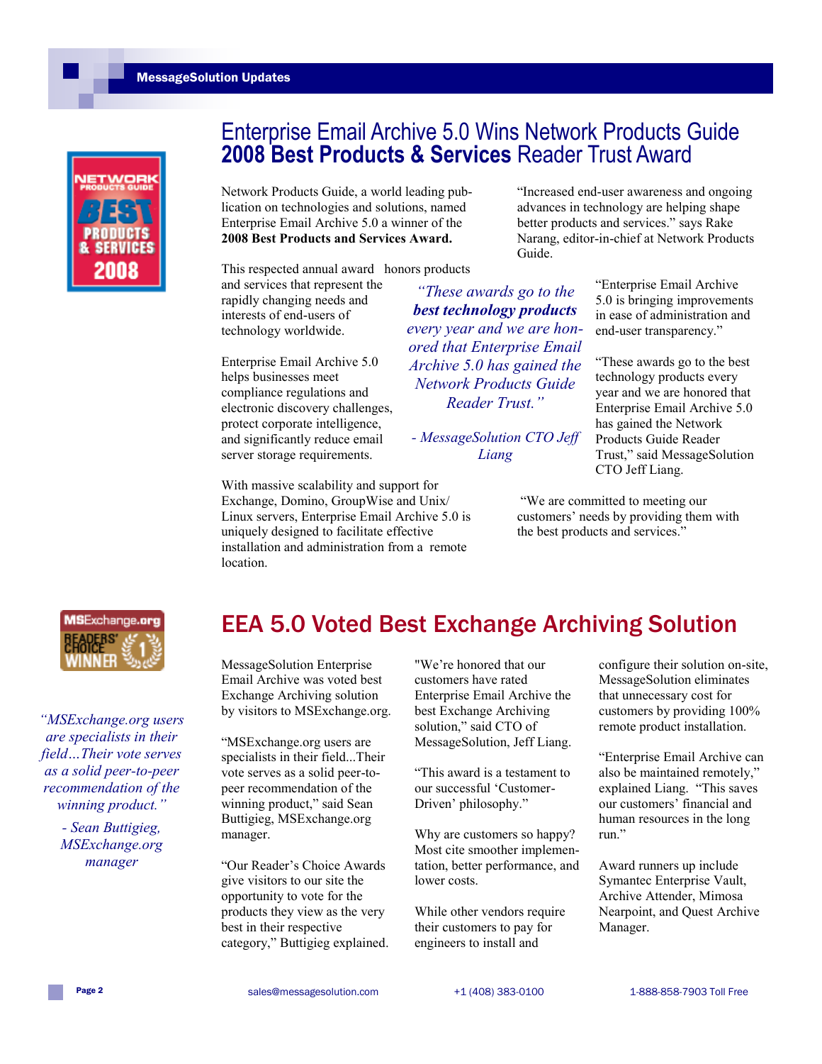## Enterprise Email Archive 5.0 Wins Network Products Guide **2008 Best Products & Services** Reader Trust Award

Network Products Guide, a world leading publication on technologies and solutions, named Enterprise Email Archive 5.0 a winner of the **2008 Best Products and Services Award.**

This respected annual award honors products and services that represent the rapidly changing needs and interests of end-users of technology worldwide.

Enterprise Email Archive 5.0 helps businesses meet compliance regulations and electronic discovery challenges, protect corporate intelligence, and significantly reduce email server storage requirements.

With massive scalability and support for Exchange, Domino, GroupWise and Unix/Linux servers, Enterprise Email Archive 5.0 is uniquely designed to facilitate effective installation and administration from a remote location.

> *"These awards go to the **best technology products** every year and we are honored that Enterprise Email Archive 5.0 has gained the Network Products Guide Reader Trust."*
>
> *- MessageSolution CTO Jeff Liang*

"Increased end-user awareness and ongoing advances in technology are helping shape better products and services." says Rake Narang, editor-in-chief at Network Products Guide.

"Enterprise Email Archive 5.0 is bringing improvements in ease of administration and end-user transparency."

"These awards go to the best technology products every year and we are honored that Enterprise Email Archive 5.0 has gained the Network Products Guide Reader Trust," said MessageSolution CTO Jeff Liang.

"We are committed to meeting our customers' needs by providing them with the best products and services."

## EEA 5.0 Voted Best Exchange Archiving Solution

> *"MSExchange.org users are specialists in their field…Their vote serves as a solid peer-to-peer recommendation of the winning product."*
>
> *- Sean Buttigieg, MSExchange.org manager*

MessageSolution Enterprise Email Archive was voted best Exchange Archiving solution by visitors to MSExchange.org.

"MSExchange.org users are specialists in their field...Their vote serves as a solid peer-to-peer recommendation of the winning product," said Sean Buttigieg, MSExchange.org manager.

"Our Reader's Choice Awards give visitors to our site the opportunity to vote for the products they view as the very best in their respective category," Buttigieg explained.

"We're honored that our customers have rated Enterprise Email Archive the best Exchange Archiving solution," said CTO of MessageSolution, Jeff Liang.

"This award is a testament to our successful 'Customer-Driven' philosophy."

Why are customers so happy? Most cite smoother implementation, better performance, and lower costs.

While other vendors require their customers to pay for engineers to install and configure their solution on-site, MessageSolution eliminates that unnecessary cost for customers by providing 100% remote product installation.

"Enterprise Email Archive can also be maintained remotely," explained Liang. "This saves our customers' financial and human resources in the long run."

Award runners up include Symantec Enterprise Vault, Archive Attender, Mimosa Nearpoint, and Quest Archive Manager.

sales@messagesolution.com | +1 (408) 383-0100 | 1-888-858-7903 Toll Free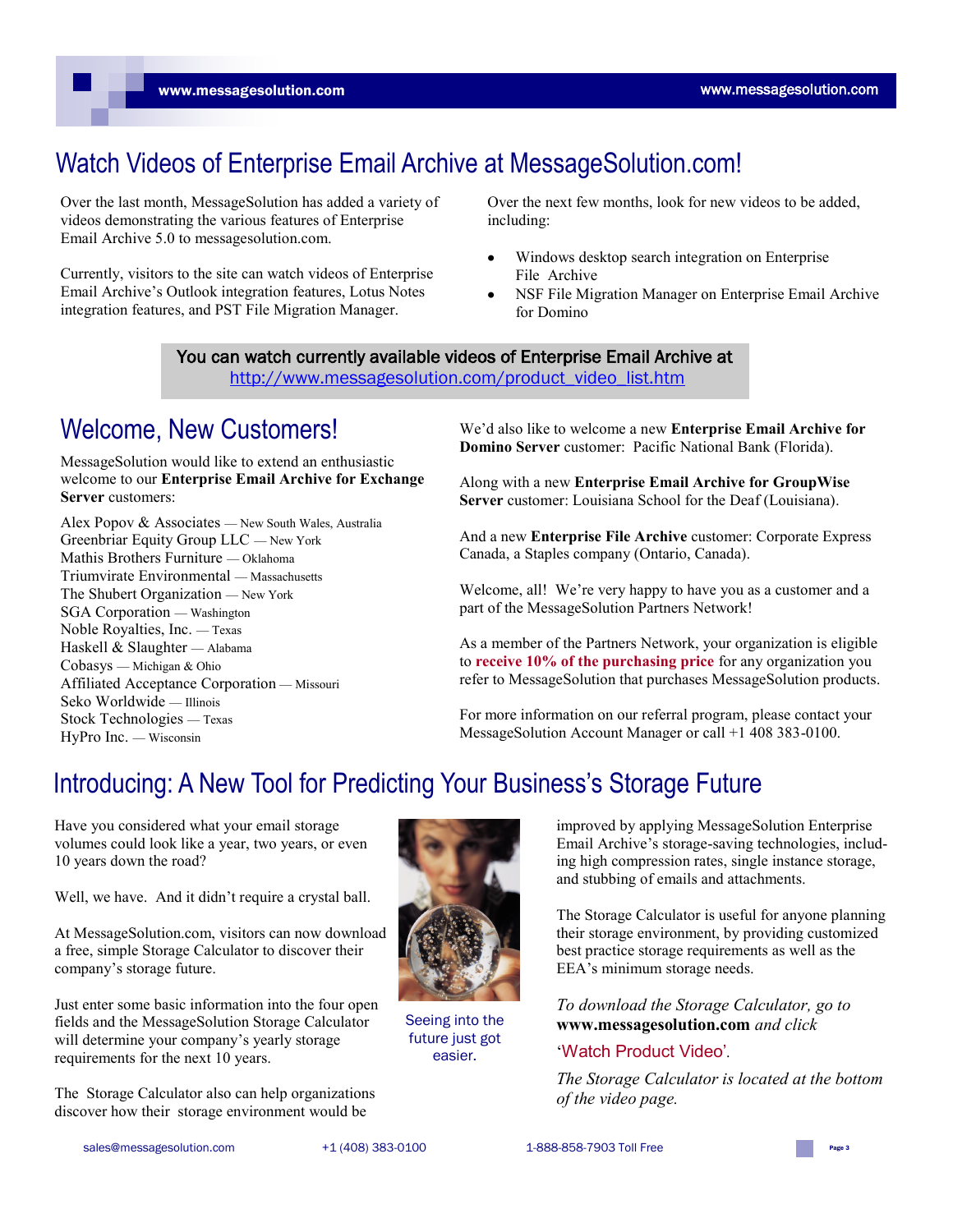# Watch Videos of Enterprise Email Archive at MessageSolution.com!

Over the last month, MessageSolution has added a variety of videos demonstrating the various features of Enterprise Email Archive 5.0 to messagesolution.com.

Currently, visitors to the site can watch videos of Enterprise Email Archive's Outlook integration features, Lotus Notes integration features, and PST File Migration Manager.

Over the next few months, look for new videos to be added, including:

- Windows desktop search integration on Enterprise File Archive
- NSF File Migration Manager on Enterprise Email Archive for Domino

**You can watch currently available videos of Enterprise Email Archive at http://www.messagesolution.com/product_video_list.htm**

# Welcome, New Customers!

MessageSolution would like to extend an enthusiastic welcome to our **Enterprise Email Archive for Exchange Server** customers:

Alex Popov & Associates — New South Wales, Australia
Greenbriar Equity Group LLC — New York
Mathis Brothers Furniture — Oklahoma
Triumvirate Environmental — Massachusetts
The Shubert Organization — New York
SGA Corporation — Washington
Noble Royalties, Inc. — Texas
Haskell & Slaughter — Alabama
Cobasys — Michigan & Ohio
Affiliated Acceptance Corporation — Missouri
Seko Worldwide — Illinois
Stock Technologies — Texas
HyPro Inc. — Wisconsin

We'd also like to welcome a new **Enterprise Email Archive for Domino Server** customer: Pacific National Bank (Florida).

Along with a new **Enterprise Email Archive for GroupWise Server** customer: Louisiana School for the Deaf (Louisiana).

And a new **Enterprise File Archive** customer: Corporate Express Canada, a Staples company (Ontario, Canada).

Welcome, all! We're very happy to have you as a customer and a part of the MessageSolution Partners Network!

As a member of the Partners Network, your organization is eligible to **receive 10% of the purchasing price** for any organization you refer to MessageSolution that purchases MessageSolution products.

For more information on our referral program, please contact your MessageSolution Account Manager or call +1 408 383-0100.

# Introducing: A New Tool for Predicting Your Business's Storage Future

Have you considered what your email storage volumes could look like a year, two years, or even 10 years down the road?

Well, we have. And it didn't require a crystal ball.

At MessageSolution.com, visitors can now download a free, simple Storage Calculator to discover their company's storage future.

Just enter some basic information into the four open fields and the MessageSolution Storage Calculator will determine your company's yearly storage requirements for the next 10 years.

The Storage Calculator also can help organizations discover how their storage environment would be improved by applying MessageSolution Enterprise Email Archive's storage-saving technologies, including high compression rates, single instance storage, and stubbing of emails and attachments.

Seeing into the future just got easier.

The Storage Calculator is useful for anyone planning their storage environment, by providing customized best practice storage requirements as well as the EEA's minimum storage needs.

*To download the Storage Calculator, go to* **www.messagesolution.com** *and click*

'Watch Product Video'.

*The Storage Calculator is located at the bottom of the video page.*

sales@messagesolution.com +1 (408) 383-0100 1-888-858-7903 Toll Free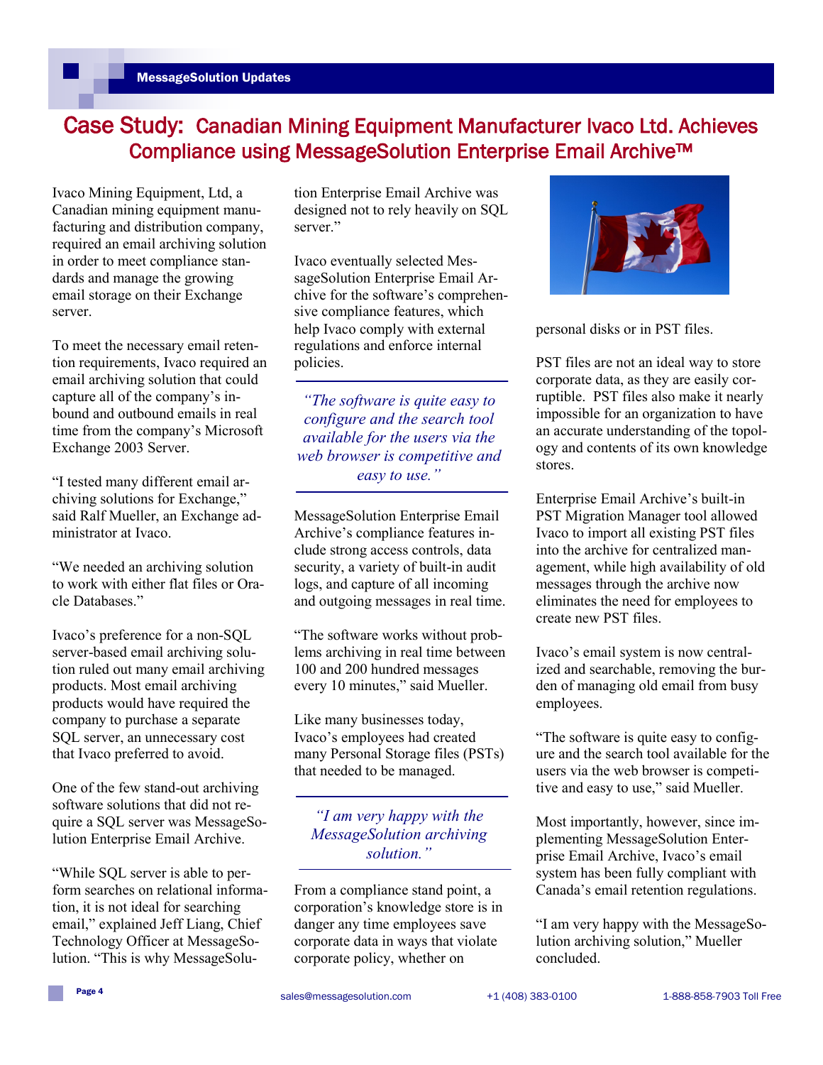# Case Study: Canadian Mining Equipment Manufacturer Ivaco Ltd. Achieves Compliance using MessageSolution Enterprise Email Archive™

Ivaco Mining Equipment, Ltd, a Canadian mining equipment manufacturing and distribution company, required an email archiving solution in order to meet compliance standards and manage the growing email storage on their Exchange server.

To meet the necessary email retention requirements, Ivaco required an email archiving solution that could capture all of the company's inbound and outbound emails in real time from the company's Microsoft Exchange 2003 Server.

"I tested many different email archiving solutions for Exchange," said Ralf Mueller, an Exchange administrator at Ivaco.

"We needed an archiving solution to work with either flat files or Oracle Databases."

Ivaco's preference for a non-SQL server-based email archiving solution ruled out many email archiving products. Most email archiving products would have required the company to purchase a separate SQL server, an unnecessary cost that Ivaco preferred to avoid.

One of the few stand-out archiving software solutions that did not require a SQL server was MessageSolution Enterprise Email Archive.

"While SQL server is able to perform searches on relational information, it is not ideal for searching email," explained Jeff Liang, Chief Technology Officer at MessageSolution. "This is why MessageSolution Enterprise Email Archive was designed not to rely heavily on SQL server."

Ivaco eventually selected MessageSolution Enterprise Email Archive for the software's comprehensive compliance features, which help Ivaco comply with external regulations and enforce internal policies.

> *"The software is quite easy to configure and the search tool available for the users via the web browser is competitive and easy to use."*

MessageSolution Enterprise Email Archive's compliance features include strong access controls, data security, a variety of built-in audit logs, and capture of all incoming and outgoing messages in real time.

"The software works without problems archiving in real time between 100 and 200 hundred messages every 10 minutes," said Mueller.

Like many businesses today, Ivaco's employees had created many Personal Storage files (PSTs) that needed to be managed.

> *"I am very happy with the MessageSolution archiving solution."*

From a compliance stand point, a corporation's knowledge store is in danger any time employees save corporate data in ways that violate corporate policy, whether on personal disks or in PST files.

PST files are not an ideal way to store corporate data, as they are easily corruptible. PST files also make it nearly impossible for an organization to have an accurate understanding of the topology and contents of its own knowledge stores.

Enterprise Email Archive's built-in PST Migration Manager tool allowed Ivaco to import all existing PST files into the archive for centralized management, while high availability of old messages through the archive now eliminates the need for employees to create new PST files.

Ivaco's email system is now centralized and searchable, removing the burden of managing old email from busy employees.

"The software is quite easy to configure and the search tool available for the users via the web browser is competitive and easy to use," said Mueller.

Most importantly, however, since implementing MessageSolution Enterprise Email Archive, Ivaco's email system has been fully compliant with Canada's email retention regulations.

"I am very happy with the MessageSolution archiving solution," Mueller concluded.

sales@messagesolution.com | +1 (408) 383-0100 | 1-888-858-7903 Toll Free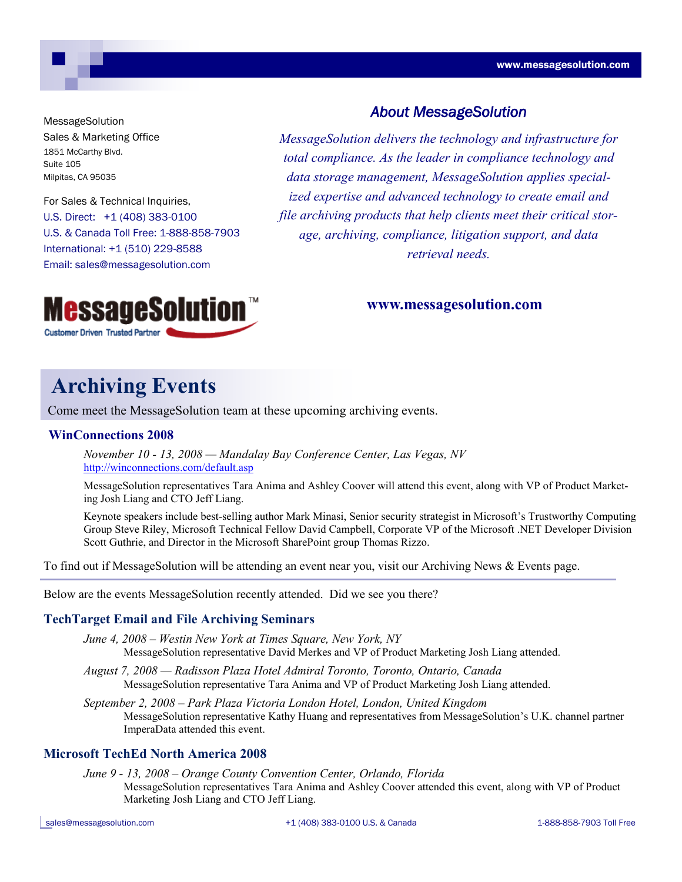MessageSolution
Sales & Marketing Office
1851 McCarthy Blvd.
Suite 105
Milpitas, CA 95035

For Sales & Technical Inquiries,
U.S. Direct: +1 (408) 383-0100
U.S. & Canada Toll Free: 1-888-858-7903
International: +1 (510) 229-8588
Email: sales@messagesolution.com

MessageSolution™
Customer Driven Trusted Partner

## *About MessageSolution*

*MessageSolution delivers the technology and infrastructure for total compliance. As the leader in compliance technology and data storage management, MessageSolution applies specialized expertise and advanced technology to create email and file archiving products that help clients meet their critical storage, archiving, compliance, litigation support, and data retrieval needs.*

**www.messagesolution.com**

# Archiving Events

Come meet the MessageSolution team at these upcoming archiving events.

### WinConnections 2008

*November 10 - 13, 2008 — Mandalay Bay Conference Center, Las Vegas, NV*
http://winconnections.com/default.asp

MessageSolution representatives Tara Anima and Ashley Coover will attend this event, along with VP of Product Marketing Josh Liang and CTO Jeff Liang.

Keynote speakers include best-selling author Mark Minasi, Senior security strategist in Microsoft's Trustworthy Computing Group Steve Riley, Microsoft Technical Fellow David Campbell, Corporate VP of the Microsoft .NET Developer Division Scott Guthrie, and Director in the Microsoft SharePoint group Thomas Rizzo.

To find out if MessageSolution will be attending an event near you, visit our Archiving News & Events page.

---

Below are the events MessageSolution recently attended. Did we see you there?

### TechTarget Email and File Archiving Seminars

*June 4, 2008 – Westin New York at Times Square, New York, NY*
MessageSolution representative David Merkes and VP of Product Marketing Josh Liang attended.

*August 7, 2008 — Radisson Plaza Hotel Admiral Toronto, Toronto, Ontario, Canada*
MessageSolution representative Tara Anima and VP of Product Marketing Josh Liang attended.

*September 2, 2008 – Park Plaza Victoria London Hotel, London, United Kingdom*
MessageSolution representative Kathy Huang and representatives from MessageSolution's U.K. channel partner ImperaData attended this event.

### Microsoft TechEd North America 2008

*June 9 - 13, 2008 – Orange County Convention Center, Orlando, Florida*
MessageSolution representatives Tara Anima and Ashley Coover attended this event, along with VP of Product Marketing Josh Liang and CTO Jeff Liang.